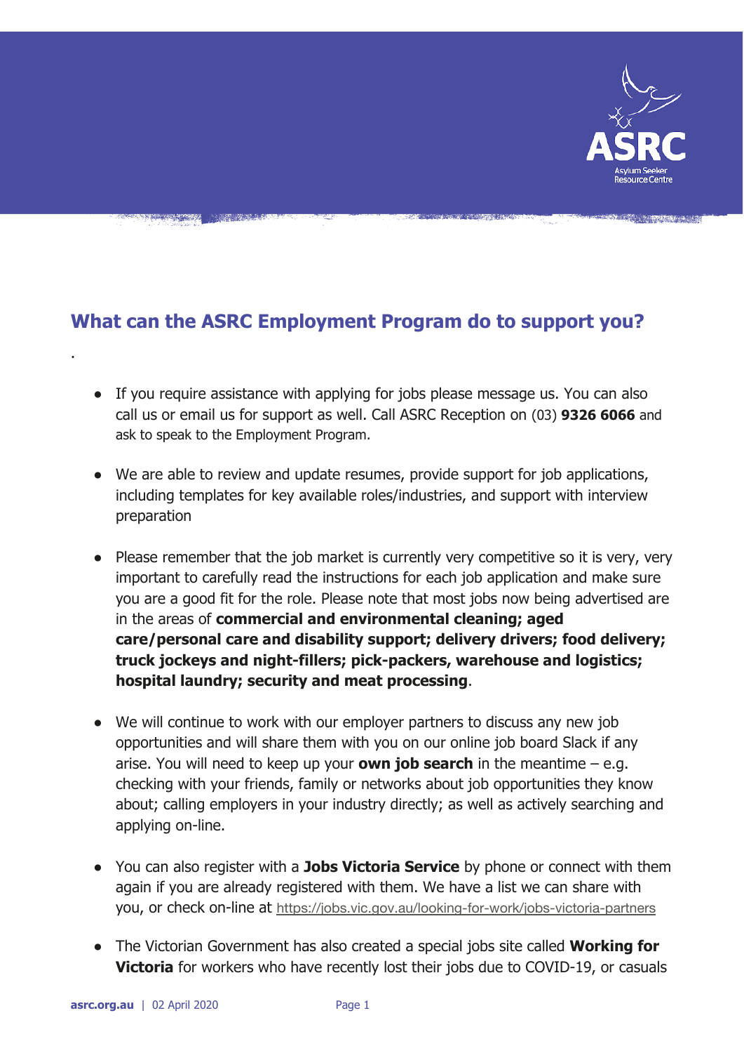## What can the ASRC Employment Program do to support you?

.

- If you require assistance with applying for jobs please message us. You can also call us or email us for support as well. Call ASRC Reception on (03) **9326 6066** and ask to speak to the Employment Program.

- We are able to review and update resumes, provide support for job applications, including templates for key available roles/industries, and support with interview preparation

- Please remember that the job market is currently very competitive so it is very, very important to carefully read the instructions for each job application and make sure you are a good fit for the role. Please note that most jobs now being advertised are in the areas of **commercial and environmental cleaning; aged care/personal care and disability support; delivery drivers; food delivery; truck jockeys and night-fillers; pick-packers, warehouse and logistics; hospital laundry; security and meat processing**.

- We will continue to work with our employer partners to discuss any new job opportunities and will share them with you on our online job board Slack if any arise. You will need to keep up your **own job search** in the meantime – e.g. checking with your friends, family or networks about job opportunities they know about; calling employers in your industry directly; as well as actively searching and applying on-line.

- You can also register with a **Jobs Victoria Service** by phone or connect with them again if you are already registered with them. We have a list we can share with you, or check on-line at https://jobs.vic.gov.au/looking-for-work/jobs-victoria-partners

- The Victorian Government has also created a special jobs site called **Working for Victoria** for workers who have recently lost their jobs due to COVID-19, or casuals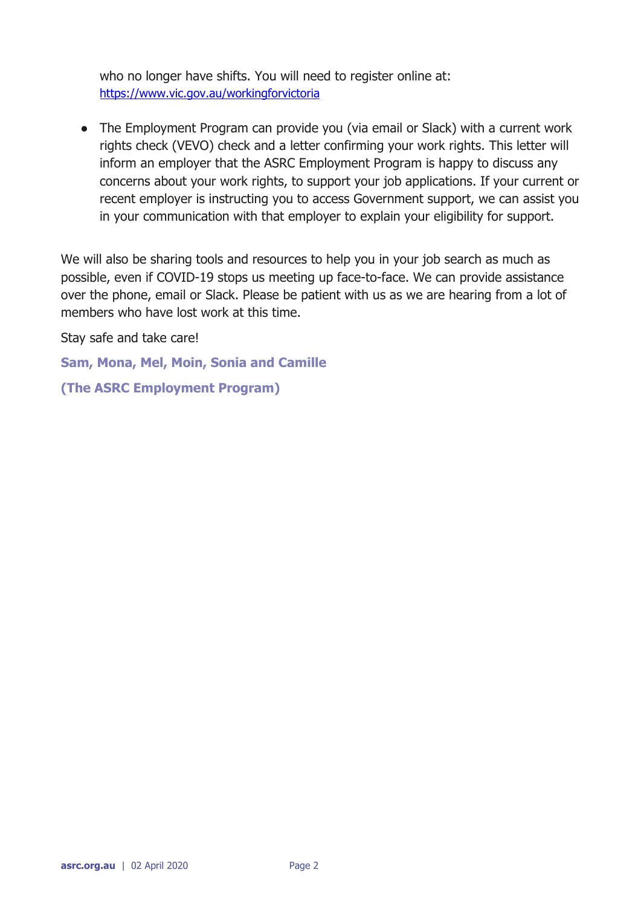who no longer have shifts. You will need to register online at: https://www.vic.gov.au/workingforvictoria

- The Employment Program can provide you (via email or Slack) with a current work rights check (VEVO) check and a letter confirming your work rights. This letter will inform an employer that the ASRC Employment Program is happy to discuss any concerns about your work rights, to support your job applications. If your current or recent employer is instructing you to access Government support, we can assist you in your communication with that employer to explain your eligibility for support.

We will also be sharing tools and resources to help you in your job search as much as possible, even if COVID-19 stops us meeting up face-to-face. We can provide assistance over the phone, email or Slack. Please be patient with us as we are hearing from a lot of members who have lost work at this time.

Stay safe and take care!

**Sam, Mona, Mel, Moin, Sonia and Camille**

**(The ASRC Employment Program)**